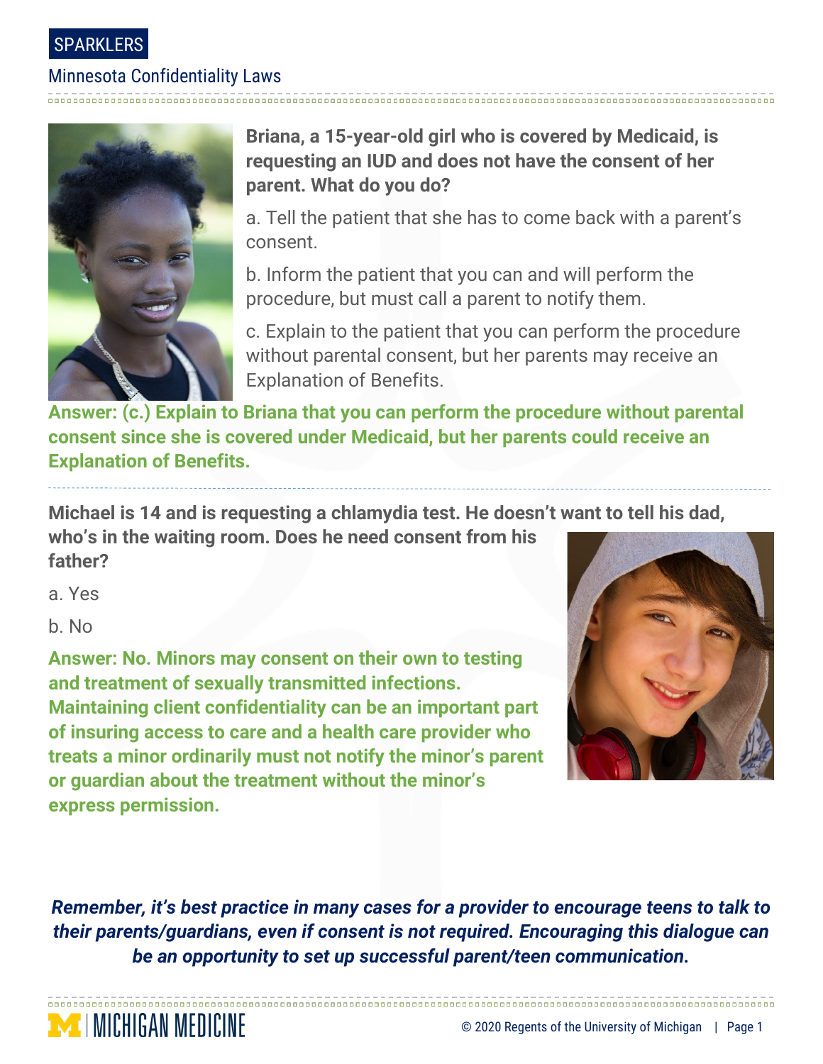SPARKLERS

## Minnesota Confidentiality Laws

**Briana, a 15-year-old girl who is covered by Medicaid, is requesting an IUD and does not have the consent of her parent. What do you do?**

a. Tell the patient that she has to come back with a parent's consent.

b. Inform the patient that you can and will perform the procedure, but must call a parent to notify them.

c. Explain to the patient that you can perform the procedure without parental consent, but her parents may receive an Explanation of Benefits.

**Answer: (c.) Explain to Briana that you can perform the procedure without parental consent since she is covered under Medicaid, but her parents could receive an Explanation of Benefits.**

---

**Michael is 14 and is requesting a chlamydia test. He doesn't want to tell his dad, who's in the waiting room. Does he need consent from his father?**

a. Yes

b. No

**Answer: No. Minors may consent on their own to testing and treatment of sexually transmitted infections. Maintaining client confidentiality can be an important part of insuring access to care and a health care provider who treats a minor ordinarily must not notify the minor's parent or guardian about the treatment without the minor's express permission.**

***Remember, it's best practice in many cases for a provider to encourage teens to talk to their parents/guardians, even if consent is not required. Encouraging this dialogue can be an opportunity to set up successful parent/teen communication.***

MICHIGAN MEDICINE

© 2020 Regents of the University of Michigan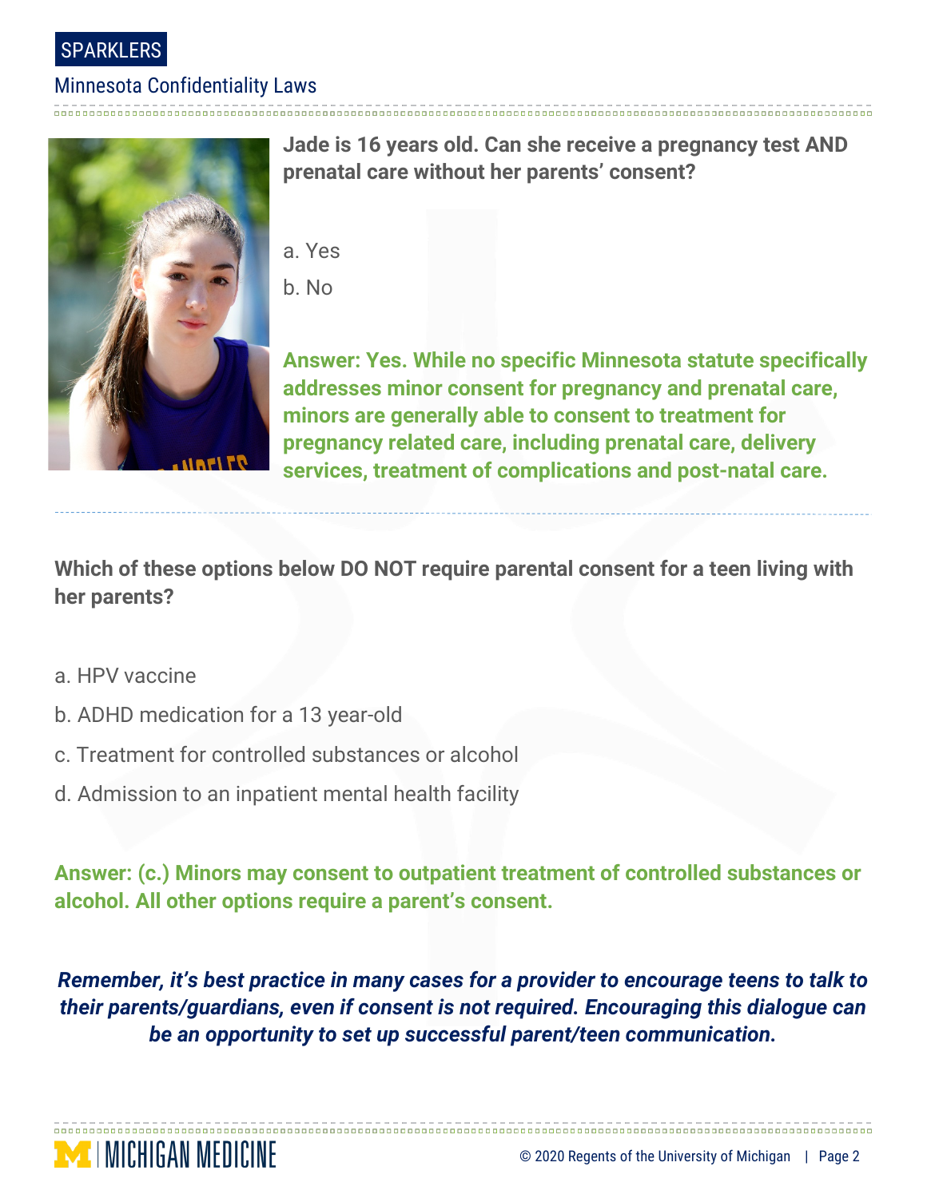**Jade is 16 years old. Can she receive a pregnancy test AND prenatal care without her parents' consent?**

a. Yes

b. No

**Answer: Yes. While no specific Minnesota statute specifically addresses minor consent for pregnancy and prenatal care, minors are generally able to consent to treatment for pregnancy related care, including prenatal care, delivery services, treatment of complications and post-natal care.**

---

**Which of these options below DO NOT require parental consent for a teen living with her parents?**

a. HPV vaccine

b. ADHD medication for a 13 year-old

c. Treatment for controlled substances or alcohol

d. Admission to an inpatient mental health facility

**Answer: (c.) Minors may consent to outpatient treatment of controlled substances or alcohol. All other options require a parent's consent.**

***Remember, it's best practice in many cases for a provider to encourage teens to talk to their parents/guardians, even if consent is not required. Encouraging this dialogue can be an opportunity to set up successful parent/teen communication.***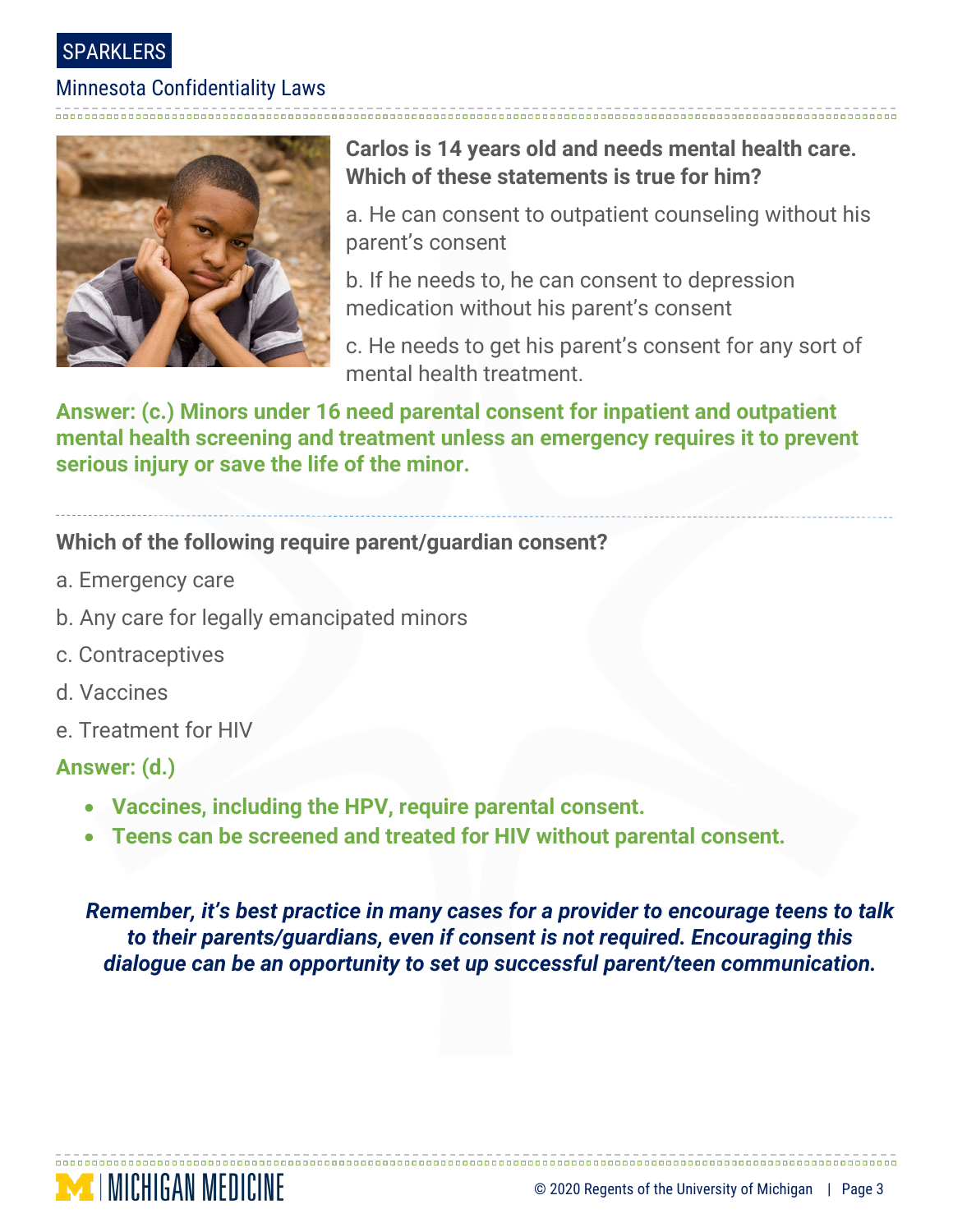SPARKLERS

Minnesota Confidentiality Laws

**Carlos is 14 years old and needs mental health care. Which of these statements is true for him?**

a. He can consent to outpatient counseling without his parent's consent

b. If he needs to, he can consent to depression medication without his parent's consent

c. He needs to get his parent's consent for any sort of mental health treatment.

**Answer: (c.) Minors under 16 need parental consent for inpatient and outpatient mental health screening and treatment unless an emergency requires it to prevent serious injury or save the life of the minor.**

---

**Which of the following require parent/guardian consent?**

a. Emergency care

b. Any care for legally emancipated minors

c. Contraceptives

d. Vaccines

e. Treatment for HIV

**Answer: (d.)**

- **Vaccines, including the HPV, require parental consent.**
- **Teens can be screened and treated for HIV without parental consent.**

***Remember, it's best practice in many cases for a provider to encourage teens to talk to their parents/guardians, even if consent is not required. Encouraging this dialogue can be an opportunity to set up successful parent/teen communication.***

MICHIGAN MEDICINE

© 2020 Regents of the University of Michigan